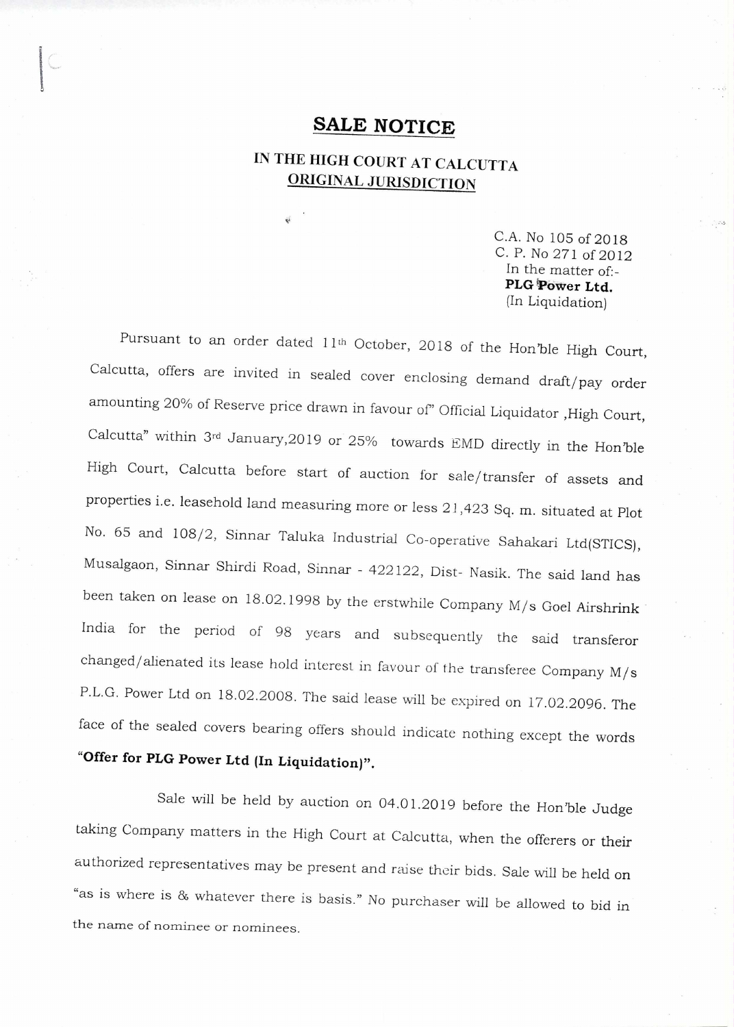# SALE NOTICE

## IN THE HIGH COURT AT CALCUTTA
## ORIGINAL JURISDICTION

C.A. No 105 of 2018
C. P. No 271 of 2012
In the matter of:-
**PLG Power Ltd.**
(In Liquidation)

Pursuant to an order dated 11th October, 2018 of the Hon'ble High Court, Calcutta, offers are invited in sealed cover enclosing demand draft/pay order amounting 20% of Reserve price drawn in favour of" Official Liquidator ,High Court, Calcutta" within 3rd January,2019 or 25% towards EMD directly in the Hon'ble High Court, Calcutta before start of auction for sale/transfer of assets and properties i.e. leasehold land measuring more or less 21,423 Sq. m. situated at Plot No. 65 and 108/2, Sinnar Taluka Industrial Co-operative Sahakari Ltd(STICS), Musalgaon, Sinnar Shirdi Road, Sinnar - 422122, Dist- Nasik. The said land has been taken on lease on 18.02.1998 by the erstwhile Company M/s Goel Airshrink India for the period of 98 years and subsequently the said transferor changed/alienated its lease hold interest in favour of the transferee Company M/s P.L.G. Power Ltd on 18.02.2008. The said lease will be expired on 17.02.2096. The face of the sealed covers bearing offers should indicate nothing except the words **"Offer for PLG Power Ltd (In Liquidation)".**

Sale will be held by auction on 04.01.2019 before the Hon'ble Judge taking Company matters in the High Court at Calcutta, when the offerers or their authorized representatives may be present and raise their bids. Sale will be held on "as is where is & whatever there is basis." No purchaser will be allowed to bid in the name of nominee or nominees.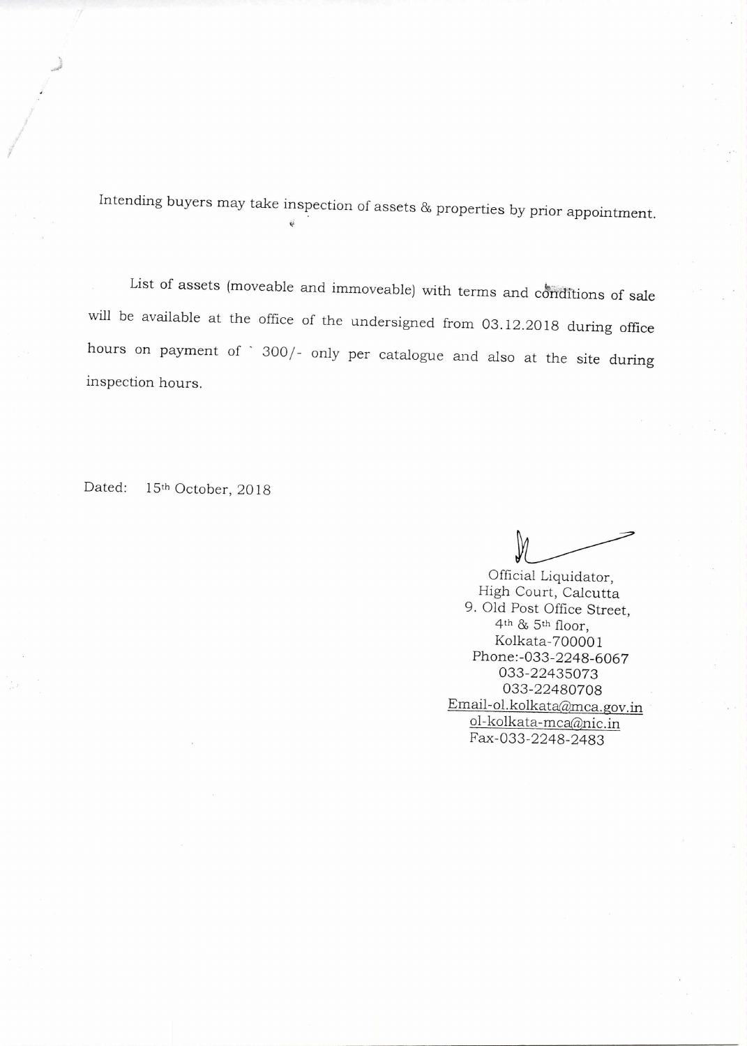Intending buyers may take inspection of assets & properties by prior appointment.

List of assets (moveable and immoveable) with terms and conditions of sale will be available at the office of the undersigned from 03.12.2018 during office hours on payment of ` 300/- only per catalogue and also at the site during inspection hours.

Dated: 15th October, 2018

Official Liquidator,
High Court, Calcutta
9. Old Post Office Street,
4th & 5th floor,
Kolkata-700001
Phone:-033-2248-6067
033-22435073
033-22480708
Email-ol.kolkata@mca.gov.in
ol-kolkata-mca@nic.in
Fax-033-2248-2483